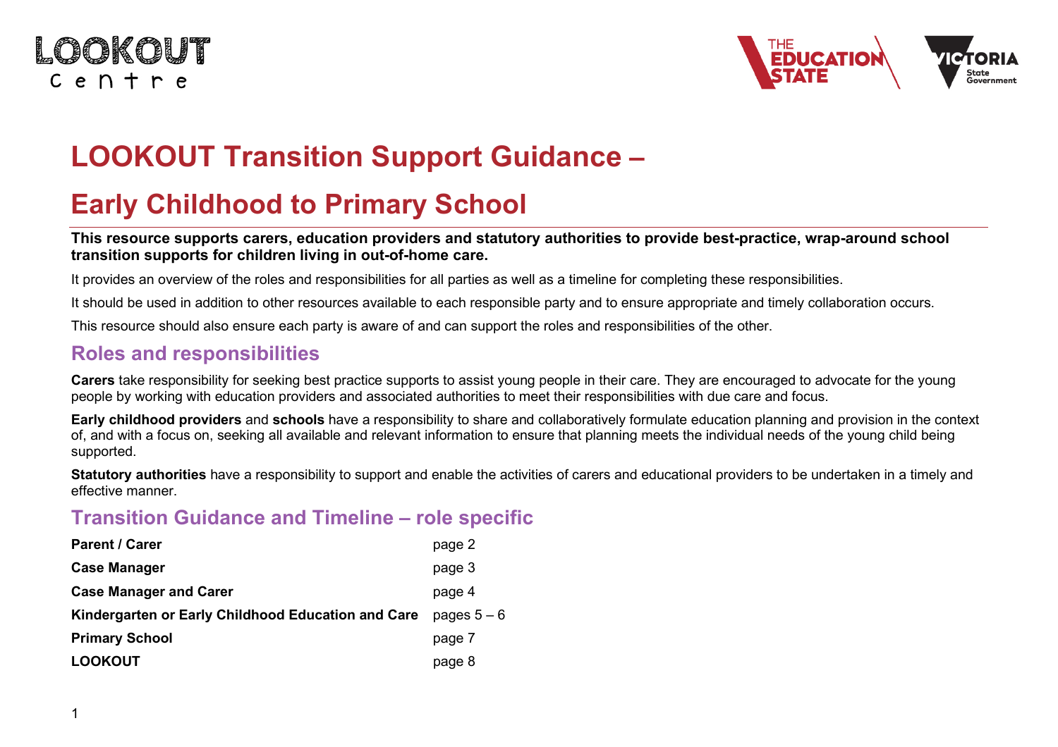# LOOKOUT Transition Support Guidance –

# Early Childhood to Primary School

**This resource supports carers, education providers and statutory authorities to provide best-practice, wrap-around school transition supports for children living in out-of-home care.**

It provides an overview of the roles and responsibilities for all parties as well as a timeline for completing these responsibilities.

It should be used in addition to other resources available to each responsible party and to ensure appropriate and timely collaboration occurs.

This resource should also ensure each party is aware of and can support the roles and responsibilities of the other.

## Roles and responsibilities

**Carers** take responsibility for seeking best practice supports to assist young people in their care. They are encouraged to advocate for the young people by working with education providers and associated authorities to meet their responsibilities with due care and focus.

**Early childhood providers** and **schools** have a responsibility to share and collaboratively formulate education planning and provision in the context of, and with a focus on, seeking all available and relevant information to ensure that planning meets the individual needs of the young child being supported.

**Statutory authorities** have a responsibility to support and enable the activities of carers and educational providers to be undertaken in a timely and effective manner.

## Transition Guidance and Timeline – role specific

| | |
|---|---|
| **Parent / Carer** | page 2 |
| **Case Manager** | page 3 |
| **Case Manager and Carer** | page 4 |
| **Kindergarten or Early Childhood Education and Care** | pages 5 – 6 |
| **Primary School** | page 7 |
| **LOOKOUT** | page 8 |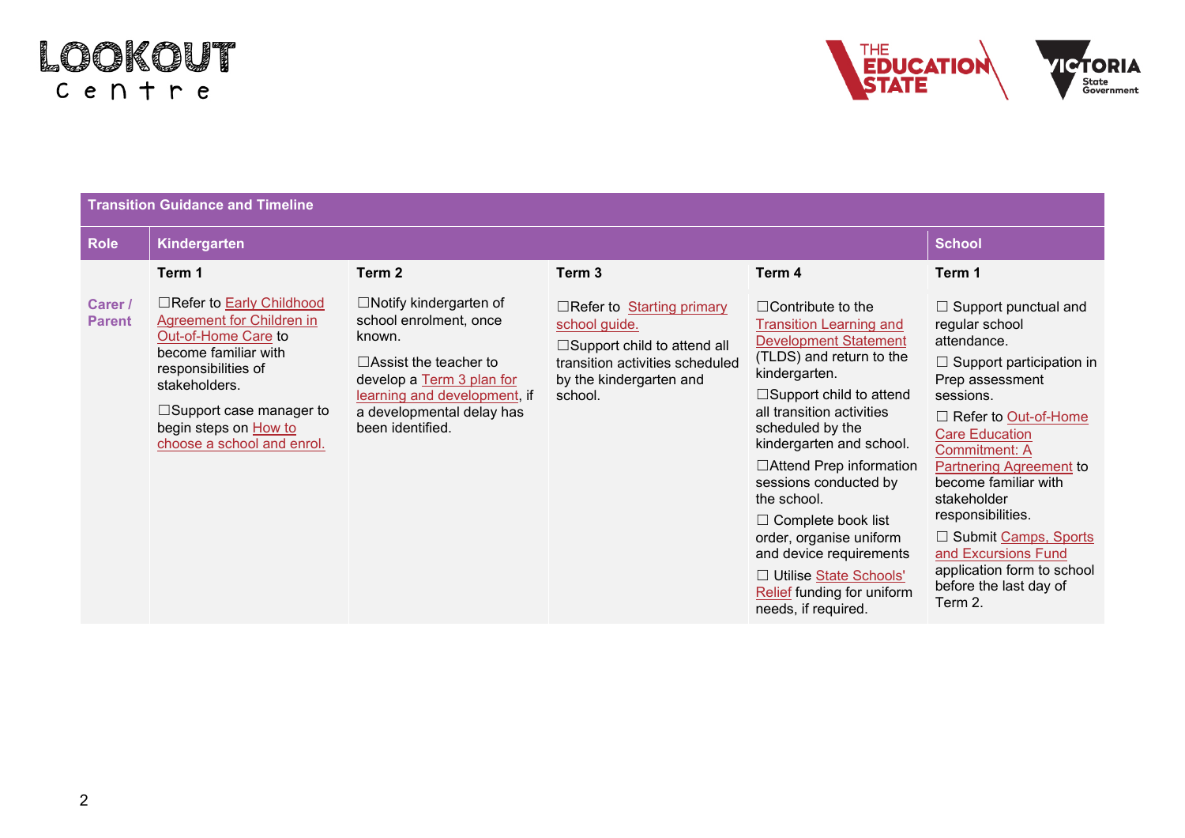| Transition Guidance and Timeline | | | | | |
|---|---|---|---|---|---|
| **Role** | **Kindergarten** | | | | **School** |
| | **Term 1** | **Term 2** | **Term 3** | **Term 4** | **Term 1** |
| **Carer / Parent** | ☐Refer to Early Childhood Agreement for Children in Out-of-Home Care to become familiar with responsibilities of stakeholders.<br><br>☐Support case manager to begin steps on How to choose a school and enrol. | ☐Notify kindergarten of school enrolment, once known.<br><br>☐Assist the teacher to develop a Term 3 plan for learning and development, if a developmental delay has been identified. | ☐Refer to Starting primary school guide.<br><br>☐Support child to attend all transition activities scheduled by the kindergarten and school. | ☐Contribute to the Transition Learning and Development Statement (TLDS) and return to the kindergarten.<br><br>☐Support child to attend all transition activities scheduled by the kindergarten and school.<br><br>☐Attend Prep information sessions conducted by the school.<br><br>☐ Complete book list order, organise uniform and device requirements<br><br>☐ Utilise State Schools' Relief funding for uniform needs, if required. | ☐ Support punctual and regular school attendance.<br><br>☐ Support participation in Prep assessment sessions.<br><br>☐ Refer to Out-of-Home Care Education Commitment: A Partnering Agreement to become familiar with stakeholder responsibilities.<br><br>☐ Submit Camps, Sports and Excursions Fund application form to school before the last day of Term 2. |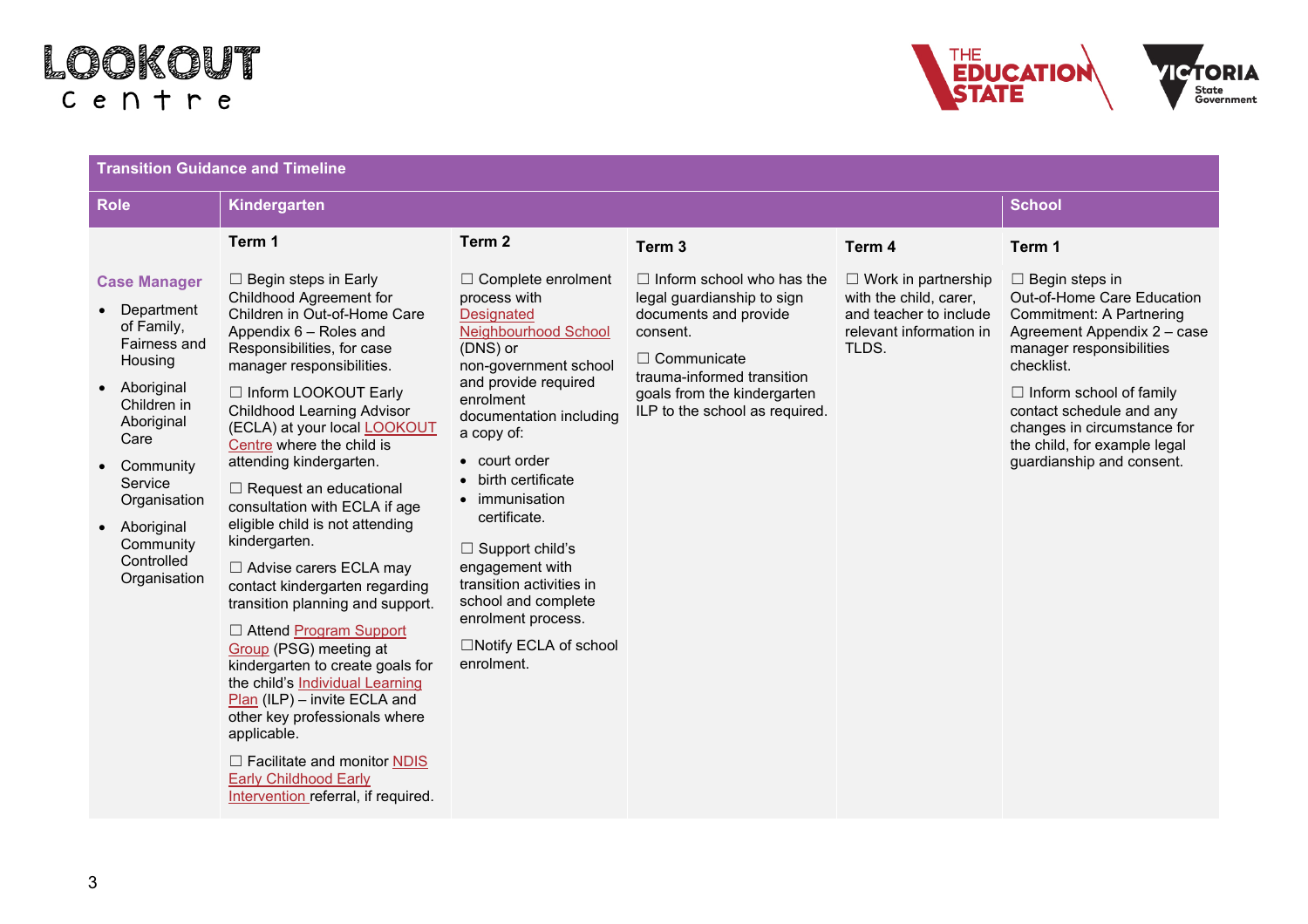| Transition Guidance and Timeline | | | | | |
|---|---|---|---|---|---|
| **Role** | **Kindergarten** | | | | **School** |
| | **Term 1** | **Term 2** | **Term 3** | **Term 4** | **Term 1** |
| **Case Manager**<br>• Department of Family, Fairness and Housing<br>• Aboriginal Children in Aboriginal Care<br>• Community Service Organisation<br>• Aboriginal Community Controlled Organisation | ☐ Begin steps in Early Childhood Agreement for Children in Out-of-Home Care Appendix 6 – Roles and Responsibilities, for case manager responsibilities.<br><br>☐ Inform LOOKOUT Early Childhood Learning Advisor (ECLA) at your local LOOKOUT Centre where the child is attending kindergarten.<br><br>☐ Request an educational consultation with ECLA if age eligible child is not attending kindergarten.<br><br>☐ Advise carers ECLA may contact kindergarten regarding transition planning and support.<br><br>☐ Attend Program Support Group (PSG) meeting at kindergarten to create goals for the child's Individual Learning Plan (ILP) – invite ECLA and other key professionals where applicable.<br><br>☐ Facilitate and monitor NDIS Early Childhood Early Intervention referral, if required. | ☐ Complete enrolment process with Designated Neighbourhood School (DNS) or non-government school and provide required enrolment documentation including a copy of:<br>• court order<br>• birth certificate<br>• immunisation certificate.<br><br>☐ Support child's engagement with transition activities in school and complete enrolment process.<br><br>☐Notify ECLA of school enrolment. | ☐ Inform school who has the legal guardianship to sign documents and provide consent.<br><br>☐ Communicate trauma-informed transition goals from the kindergarten ILP to the school as required. | ☐ Work in partnership with the child, carer, and teacher to include relevant information in TLDS. | ☐ Begin steps in Out-of-Home Care Education Commitment: A Partnering Agreement Appendix 2 – case manager responsibilities checklist.<br><br>☐ Inform school of family contact schedule and any changes in circumstance for the child, for example legal guardianship and consent. |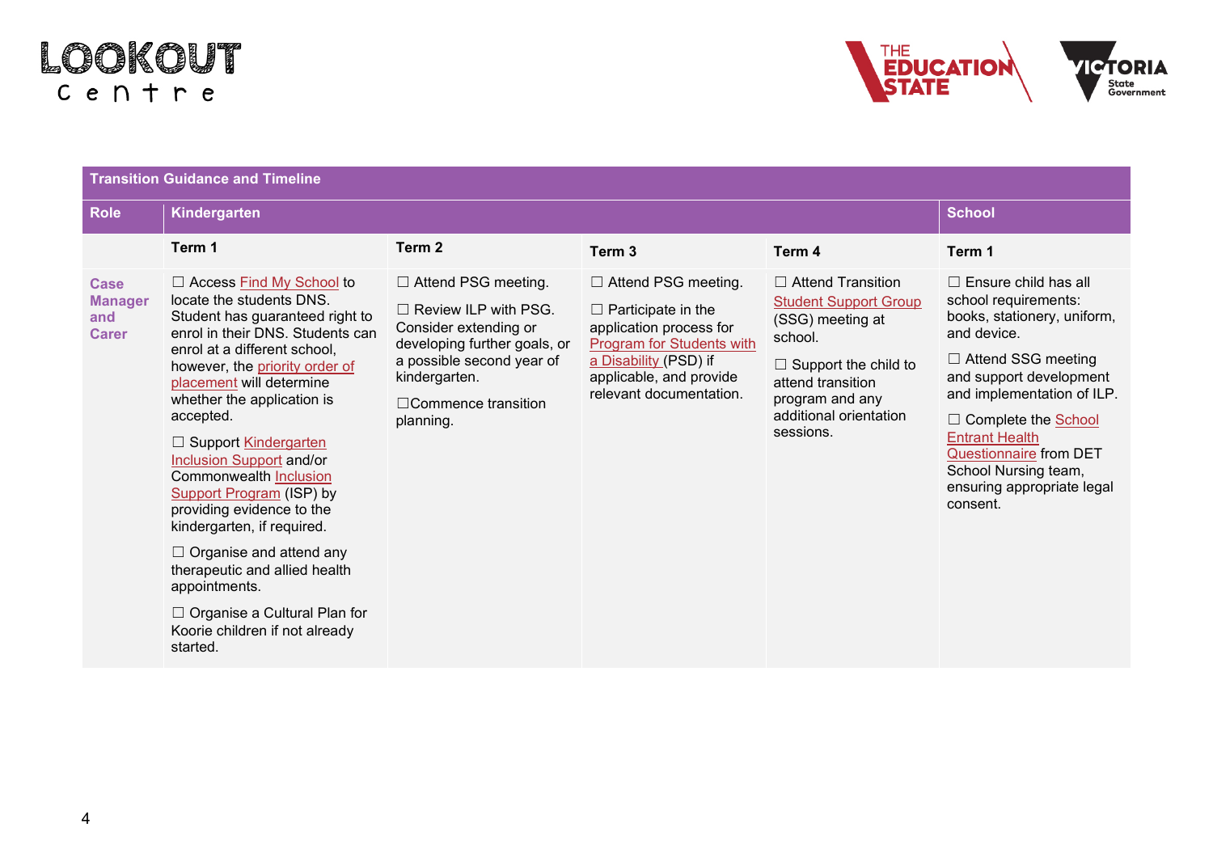| Transition Guidance and Timeline | | | | | |
|---|---|---|---|---|---|
| **Role** | **Kindergarten** | | | | **School** |
| | **Term 1** | **Term 2** | **Term 3** | **Term 4** | **Term 1** |
| **Case Manager and Carer** | ☐ Access Find My School to locate the students DNS. Student has guaranteed right to enrol in their DNS. Students can enrol at a different school, however, the priority order of placement will determine whether the application is accepted.<br><br>☐ Support Kindergarten Inclusion Support and/or Commonwealth Inclusion Support Program (ISP) by providing evidence to the kindergarten, if required.<br><br>☐ Organise and attend any therapeutic and allied health appointments.<br><br>☐ Organise a Cultural Plan for Koorie children if not already started. | ☐ Attend PSG meeting.<br><br>☐ Review ILP with PSG. Consider extending or developing further goals, or a possible second year of kindergarten.<br><br>☐Commence transition planning. | ☐ Attend PSG meeting.<br><br>☐ Participate in the application process for Program for Students with a Disability (PSD) if applicable, and provide relevant documentation. | ☐ Attend Transition Student Support Group (SSG) meeting at school.<br><br>☐ Support the child to attend transition program and any additional orientation sessions. | ☐ Ensure child has all school requirements: books, stationery, uniform, and device.<br><br>☐ Attend SSG meeting and support development and implementation of ILP.<br><br>☐ Complete the School Entrant Health Questionnaire from DET School Nursing team, ensuring appropriate legal consent. |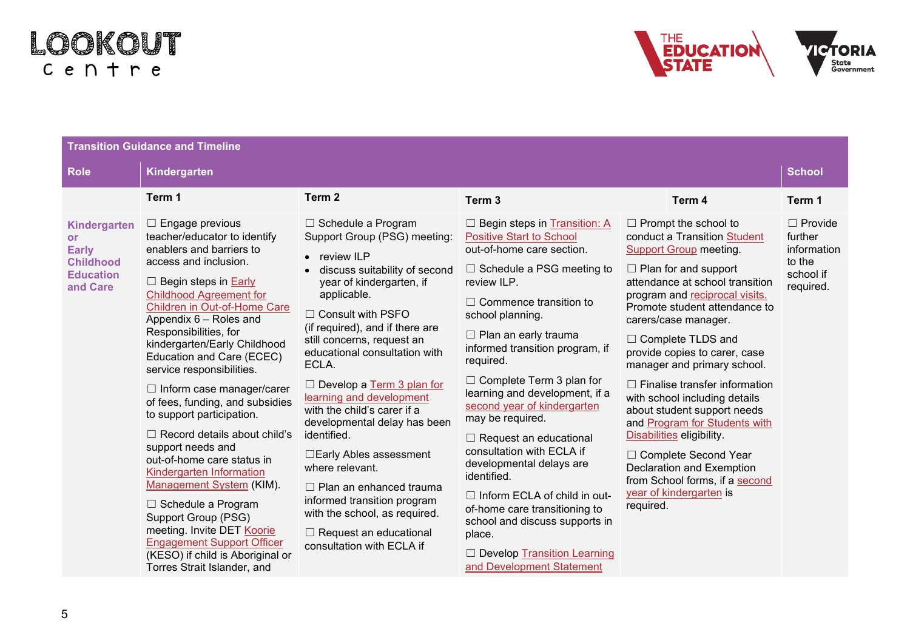| Transition Guidance and Timeline | | | | | |
|---|---|---|---|---|---|
| **Role** | **Kindergarten** | | | | **School** |
| | **Term 1** | **Term 2** | **Term 3** | **Term 4** | **Term 1** |
| **Kindergarten or Early Childhood Education and Care** | ☐ Engage previous teacher/educator to identify enablers and barriers to access and inclusion.<br><br>☐ Begin steps in Early Childhood Agreement for Children in Out-of-Home Care Appendix 6 – Roles and Responsibilities, for kindergarten/Early Childhood Education and Care (ECEC) service responsibilities.<br><br>☐ Inform case manager/carer of fees, funding, and subsidies to support participation.<br><br>☐ Record details about child's support needs and out-of-home care status in Kindergarten Information Management System (KIM).<br><br>☐ Schedule a Program Support Group (PSG) meeting. Invite DET Koorie Engagement Support Officer (KESO) if child is Aboriginal or Torres Strait Islander, and | ☐ Schedule a Program Support Group (PSG) meeting:<br>• review ILP<br>• discuss suitability of second year of kindergarten, if applicable.<br><br>☐ Consult with PSFO (if required), and if there are still concerns, request an educational consultation with ECLA.<br><br>☐ Develop a Term 3 plan for learning and development with the child's carer if a developmental delay has been identified.<br><br>☐Early Ables assessment where relevant.<br><br>☐ Plan an enhanced trauma informed transition program with the school, as required.<br><br>☐ Request an educational consultation with ECLA if | ☐ Begin steps in Transition: A Positive Start to School out-of-home care section.<br><br>☐ Schedule a PSG meeting to review ILP.<br><br>☐ Commence transition to school planning.<br><br>☐ Plan an early trauma informed transition program, if required.<br><br>☐ Complete Term 3 plan for learning and development, if a second year of kindergarten may be required.<br><br>☐ Request an educational consultation with ECLA if developmental delays are identified.<br><br>☐ Inform ECLA of child in out-of-home care transitioning to school and discuss supports in place.<br><br>☐ Develop Transition Learning and Development Statement | ☐ Prompt the school to conduct a Transition Student Support Group meeting.<br><br>☐ Plan for and support attendance at school transition program and reciprocal visits. Promote student attendance to carers/case manager.<br><br>☐ Complete TLDS and provide copies to carer, case manager and primary school.<br><br>☐ Finalise transfer information with school including details about student support needs and Program for Students with Disabilities eligibility.<br><br>☐ Complete Second Year Declaration and Exemption from School forms, if a second year of kindergarten is required. | ☐ Provide further information to the school if required. |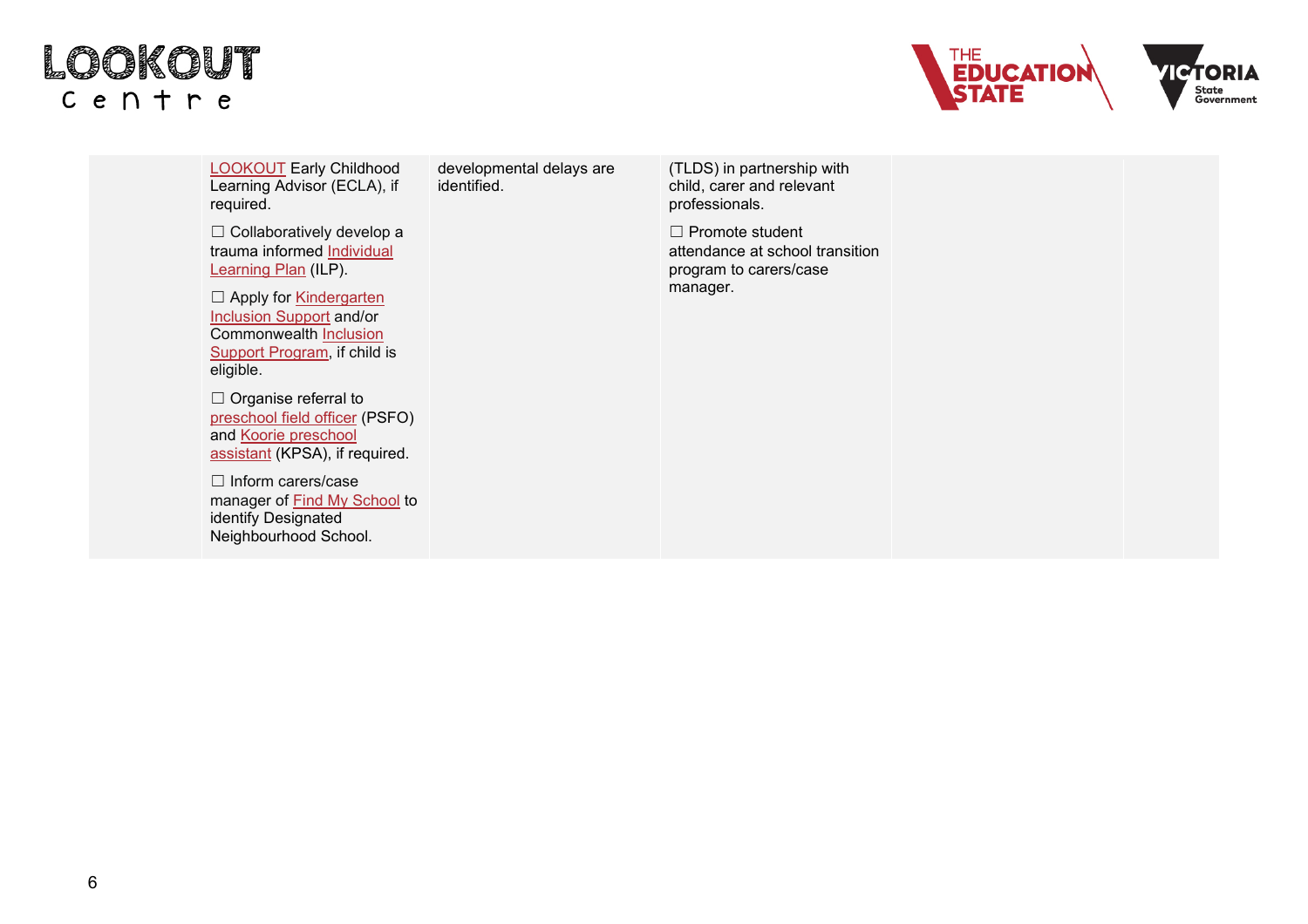| | | | | | |
|---|---|---|---|---|---|
| | LOOKOUT Early Childhood Learning Advisor (ECLA), if required.<br><br>☐ Collaboratively develop a trauma informed Individual Learning Plan (ILP).<br><br>☐ Apply for Kindergarten Inclusion Support and/or Commonwealth Inclusion Support Program, if child is eligible.<br><br>☐ Organise referral to preschool field officer (PSFO) and Koorie preschool assistant (KPSA), if required.<br><br>☐ Inform carers/case manager of Find My School to identify Designated Neighbourhood School. | developmental delays are identified. | (TLDS) in partnership with child, carer and relevant professionals.<br><br>☐ Promote student attendance at school transition program to carers/case manager. | | |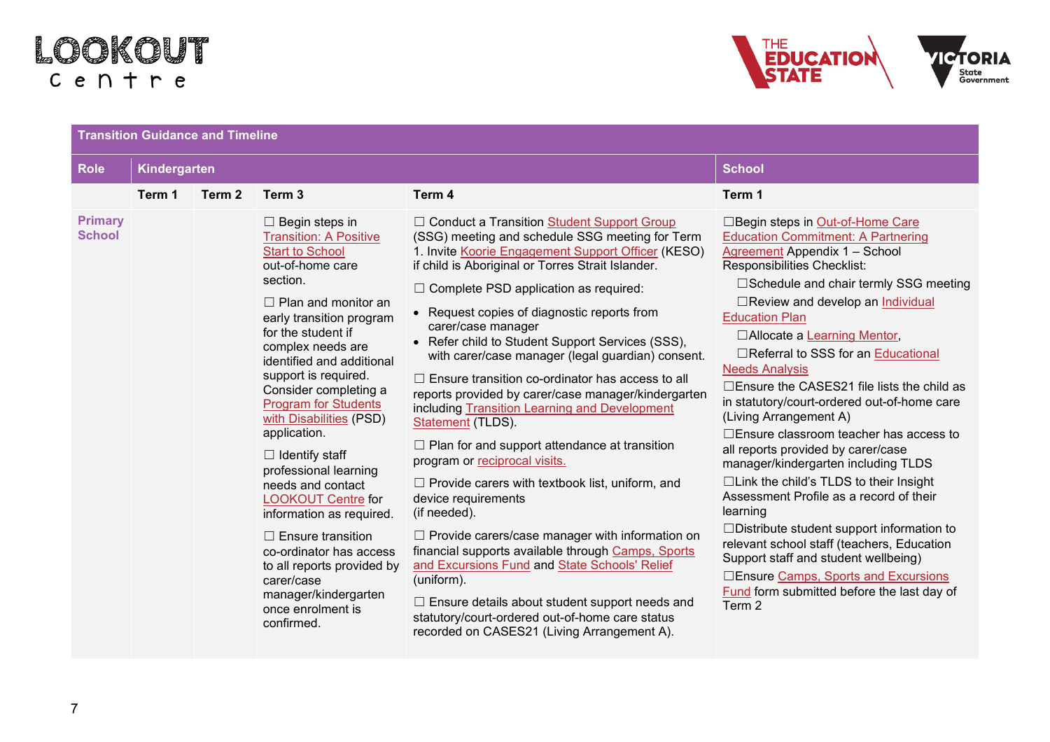| Transition Guidance and Timeline | | | | | |
|---|---|---|---|---|---|
| **Role** | **Kindergarten** | | | | **School** |
| | **Term 1** | **Term 2** | **Term 3** | **Term 4** | **Term 1** |
| **Primary School** | | | ☐ Begin steps in Transition: A Positive Start to School out-of-home care section.<br><br>☐ Plan and monitor an early transition program for the student if complex needs are identified and additional support is required. Consider completing a Program for Students with Disabilities (PSD) application.<br><br>☐ Identify staff professional learning needs and contact LOOKOUT Centre for information as required.<br><br>☐ Ensure transition co-ordinator has access to all reports provided by carer/case manager/kindergarten once enrolment is confirmed. | ☐ Conduct a Transition Student Support Group (SSG) meeting and schedule SSG meeting for Term 1. Invite Koorie Engagement Support Officer (KESO) if child is Aboriginal or Torres Strait Islander.<br><br>☐ Complete PSD application as required:<br>• Request copies of diagnostic reports from carer/case manager<br>• Refer child to Student Support Services (SSS), with carer/case manager (legal guardian) consent.<br><br>☐ Ensure transition co-ordinator has access to all reports provided by carer/case manager/kindergarten including Transition Learning and Development Statement (TLDS).<br><br>☐ Plan for and support attendance at transition program or reciprocal visits.<br><br>☐ Provide carers with textbook list, uniform, and device requirements (if needed).<br><br>☐ Provide carers/case manager with information on financial supports available through Camps, Sports and Excursions Fund and State Schools' Relief (uniform).<br><br>☐ Ensure details about student support needs and statutory/court-ordered out-of-home care status recorded on CASES21 (Living Arrangement A). | ☐Begin steps in Out-of-Home Care Education Commitment: A Partnering Agreement Appendix 1 – School Responsibilities Checklist:<br>☐Schedule and chair termly SSG meeting<br>☐Review and develop an Individual Education Plan<br>☐Allocate a Learning Mentor,<br>☐Referral to SSS for an Educational Needs Analysis<br>☐Ensure the CASES21 file lists the child as in statutory/court-ordered out-of-home care (Living Arrangement A)<br>☐Ensure classroom teacher has access to all reports provided by carer/case manager/kindergarten including TLDS<br>☐Link the child's TLDS to their Insight Assessment Profile as a record of their learning<br>☐Distribute student support information to relevant school staff (teachers, Education Support staff and student wellbeing)<br>☐Ensure Camps, Sports and Excursions Fund form submitted before the last day of Term 2 |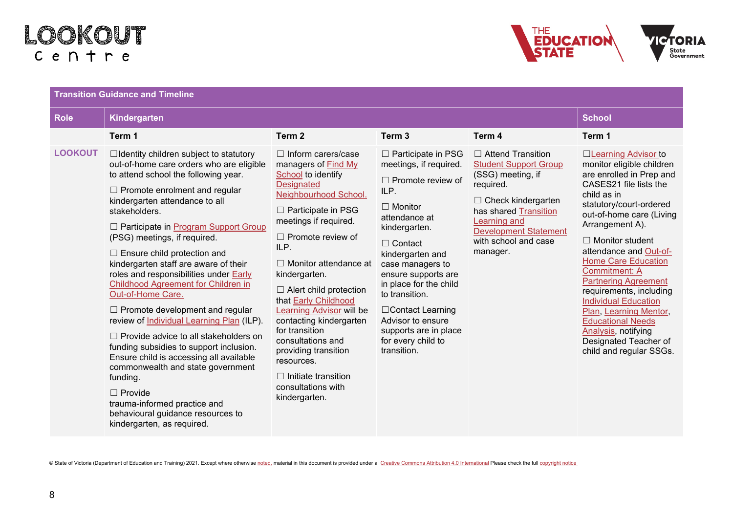| Transition Guidance and Timeline | | | | | |
|---|---|---|---|---|---|
| **Role** | **Kindergarten** | | | | **School** |
| | **Term 1** | **Term 2** | **Term 3** | **Term 4** | **Term 1** |
| **LOOKOUT** | ☐Identity children subject to statutory out-of-home care orders who are eligible to attend school the following year.<br><br>☐ Promote enrolment and regular kindergarten attendance to all stakeholders.<br><br>☐ Participate in Program Support Group (PSG) meetings, if required.<br><br>☐ Ensure child protection and kindergarten staff are aware of their roles and responsibilities under Early Childhood Agreement for Children in Out-of-Home Care.<br><br>☐ Promote development and regular review of Individual Learning Plan (ILP).<br><br>☐ Provide advice to all stakeholders on funding subsidies to support inclusion. Ensure child is accessing all available commonwealth and state government funding.<br><br>☐ Provide trauma-informed practice and behavioural guidance resources to kindergarten, as required. | ☐ Inform carers/case managers of Find My School to identify Designated Neighbourhood School.<br><br>☐ Participate in PSG meetings if required.<br><br>☐ Promote review of ILP.<br><br>☐ Monitor attendance at kindergarten.<br><br>☐ Alert child protection that Early Childhood Learning Advisor will be contacting kindergarten for transition consultations and providing transition resources.<br><br>☐ Initiate transition consultations with kindergarten. | ☐ Participate in PSG meetings, if required.<br><br>☐ Promote review of ILP.<br><br>☐ Monitor attendance at kindergarten.<br><br>☐ Contact kindergarten and case managers to ensure supports are in place for the child to transition.<br><br>☐Contact Learning Advisor to ensure supports are in place for every child to transition. | ☐ Attend Transition Student Support Group (SSG) meeting, if required.<br><br>☐ Check kindergarten has shared Transition Learning and Development Statement with school and case manager. | ☐Learning Advisor to monitor eligible children are enrolled in Prep and CASES21 file lists the child as in statutory/court-ordered out-of-home care (Living Arrangement A).<br><br>☐ Monitor student attendance and Out-of-Home Care Education Commitment: A Partnering Agreement requirements, including Individual Education Plan, Learning Mentor, Educational Needs Analysis, notifying Designated Teacher of child and regular SSGs. |

© State of Victoria (Department of Education and Training) 2021. Except where otherwise noted, material in this document is provided under a Creative Commons Attribution 4.0 International Please check the full copyright notice